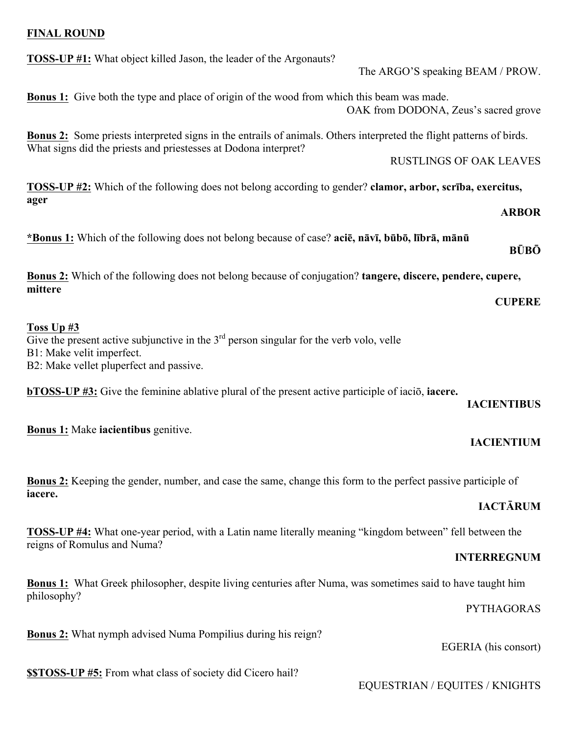**FINAL ROUND**

**TOSS-UP #1:** What object killed Jason, the leader of the Argonauts?

The ARGO'S speaking BEAM / PROW.

**Bonus 1:** Give both the type and place of origin of the wood from which this beam was made.

OAK from DODONA, Zeus's sacred grove

**Bonus 2:** Some priests interpreted signs in the entrails of animals. Others interpreted the flight patterns of birds. What signs did the priests and priestesses at Dodona interpret?

RUSTLINGS OF OAK LEAVES

**TOSS-UP #2:** Which of the following does not belong according to gender? **clamor, arbor, scrība, exercitus, ager**

**ARBOR**

***Bonus 1:** Which of the following does not belong because of case? **aciē, nāvī, būbō, lībrā, mānū**

**BŪBŌ**

**Bonus 2:** Which of the following does not belong because of conjugation? **tangere, discere, pendere, cupere, mittere**

**CUPERE**

**Toss Up #3**

Give the present active subjunctive in the 3rd person singular for the verb volo, velle

B1: Make velit imperfect.

B2: Make vellet pluperfect and passive.

**bTOSS-UP #3:** Give the feminine ablative plural of the present active participle of iaciō, **iacere.**

**IACIENTIBUS**

**Bonus 1:** Make **iacientibus** genitive.

**IACIENTIUM**

**Bonus 2:** Keeping the gender, number, and case the same, change this form to the perfect passive participle of **iacere.**

**IACTĀRUM**

**TOSS-UP #4:** What one-year period, with a Latin name literally meaning "kingdom between" fell between the reigns of Romulus and Numa?

**INTERREGNUM**

**Bonus 1:** What Greek philosopher, despite living centuries after Numa, was sometimes said to have taught him philosophy?

PYTHAGORAS

**Bonus 2:** What nymph advised Numa Pompilius during his reign?

EGERIA (his consort)

**$$TOSS-UP #5:** From what class of society did Cicero hail?

EQUESTRIAN / EQUITES / KNIGHTS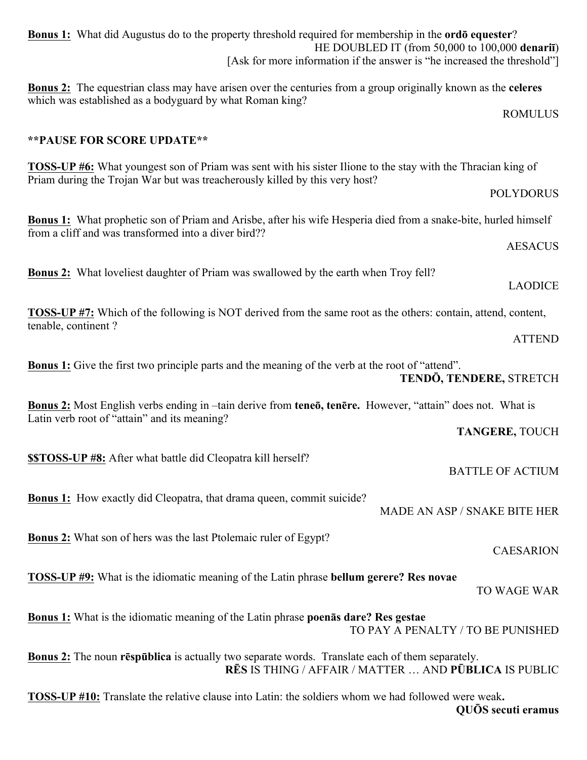**Bonus 1:** What did Augustus do to the property threshold required for membership in the **ordō equester**?

HE DOUBLED IT (from 50,000 to 100,000 **denariī**)
[Ask for more information if the answer is "he increased the threshold"]

**Bonus 2:** The equestrian class may have arisen over the centuries from a group originally known as the **celeres** which was established as a bodyguard by what Roman king?

ROMULUS

****PAUSE FOR SCORE UPDATE****

**TOSS-UP #6:** What youngest son of Priam was sent with his sister Ilione to the stay with the Thracian king of Priam during the Trojan War but was treacherously killed by this very host?

POLYDORUS

**Bonus 1:** What prophetic son of Priam and Arisbe, after his wife Hesperia died from a snake-bite, hurled himself from a cliff and was transformed into a diver bird??

AESACUS

**Bonus 2:** What loveliest daughter of Priam was swallowed by the earth when Troy fell?

LAODICE

**TOSS-UP #7:** Which of the following is NOT derived from the same root as the others: contain, attend, content, tenable, continent ?

ATTEND

**Bonus 1:** Give the first two principle parts and the meaning of the verb at the root of "attend".

**TENDŌ, TENDERE,** STRETCH

**Bonus 2:** Most English verbs ending in –tain derive from **teneō, tenēre.** However, "attain" does not. What is Latin verb root of "attain" and its meaning?

**TANGERE,** TOUCH

**$$TOSS-UP #8:** After what battle did Cleopatra kill herself?

BATTLE OF ACTIUM

**Bonus 1:** How exactly did Cleopatra, that drama queen, commit suicide?

MADE AN ASP / SNAKE BITE HER

**Bonus 2:** What son of hers was the last Ptolemaic ruler of Egypt?

CAESARION

**TOSS-UP #9:** What is the idiomatic meaning of the Latin phrase **bellum gerere? Res novae**

TO WAGE WAR

**Bonus 1:** What is the idiomatic meaning of the Latin phrase **poenās dare? Res gestae**

TO PAY A PENALTY / TO BE PUNISHED

**Bonus 2:** The noun **rēspūblica** is actually two separate words. Translate each of them separately.

**RĒS** IS THING / AFFAIR / MATTER … AND **PŪBLICA** IS PUBLIC

**TOSS-UP #10:** Translate the relative clause into Latin: the soldiers whom we had followed were weak**.**

**QUŌS secuti eramus**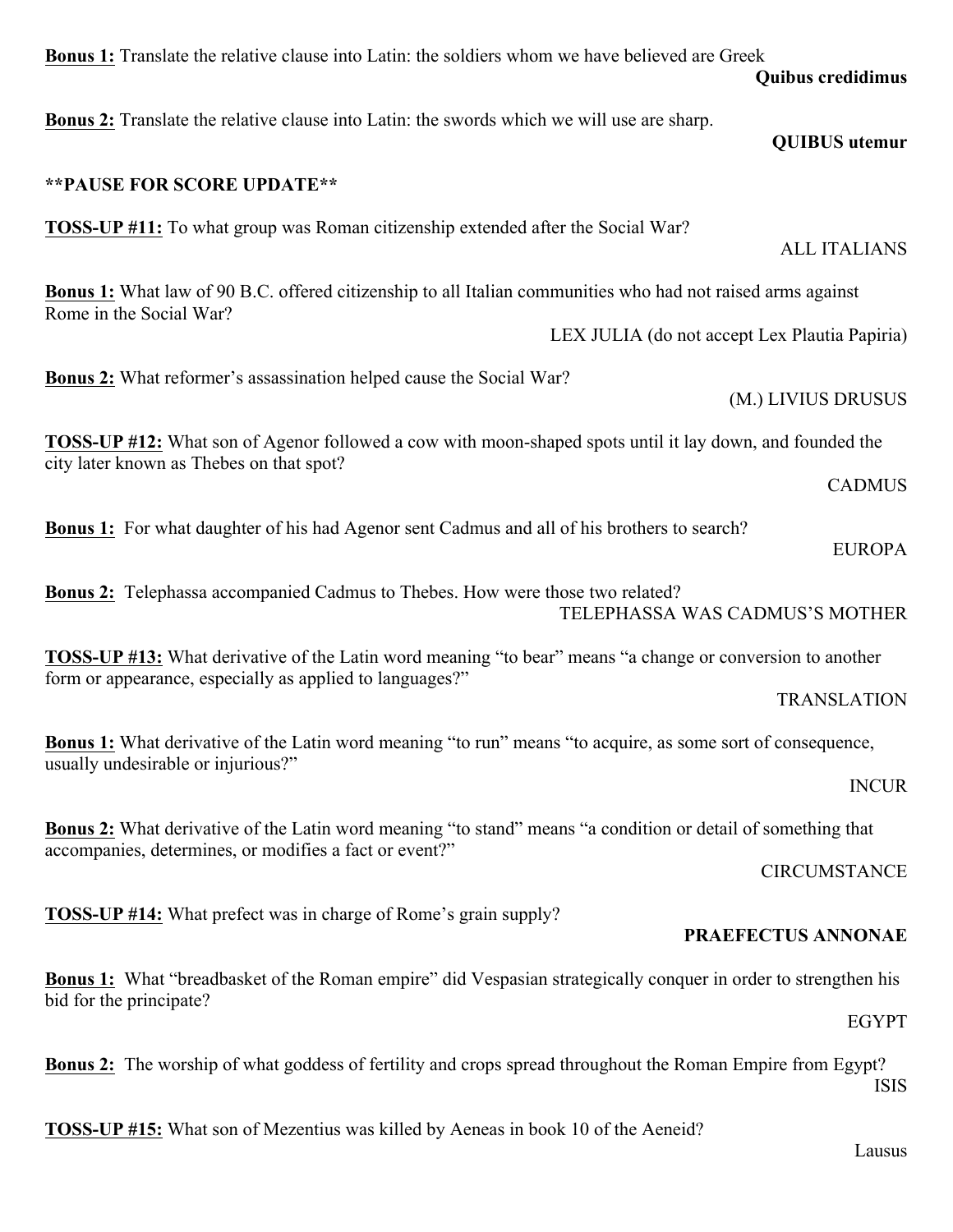**Bonus 1:** Translate the relative clause into Latin: the soldiers whom we have believed are Greek

**Quibus credidimus**

**Bonus 2:** Translate the relative clause into Latin: the swords which we will use are sharp.

**QUIBUS utemur**

****PAUSE FOR SCORE UPDATE****

**TOSS-UP #11:** To what group was Roman citizenship extended after the Social War?

ALL ITALIANS

**Bonus 1:** What law of 90 B.C. offered citizenship to all Italian communities who had not raised arms against Rome in the Social War?

LEX JULIA (do not accept Lex Plautia Papiria)

**Bonus 2:** What reformer's assassination helped cause the Social War?

(M.) LIVIUS DRUSUS

**TOSS-UP #12:** What son of Agenor followed a cow with moon-shaped spots until it lay down, and founded the city later known as Thebes on that spot?

CADMUS

**Bonus 1:** For what daughter of his had Agenor sent Cadmus and all of his brothers to search?

EUROPA

**Bonus 2:** Telephassa accompanied Cadmus to Thebes. How were those two related?

TELEPHASSA WAS CADMUS'S MOTHER

**TOSS-UP #13:** What derivative of the Latin word meaning "to bear" means "a change or conversion to another form or appearance, especially as applied to languages?"

TRANSLATION

**Bonus 1:** What derivative of the Latin word meaning "to run" means "to acquire, as some sort of consequence, usually undesirable or injurious?"

INCUR

**Bonus 2:** What derivative of the Latin word meaning "to stand" means "a condition or detail of something that accompanies, determines, or modifies a fact or event?"

CIRCUMSTANCE

**TOSS-UP #14:** What prefect was in charge of Rome's grain supply?

**PRAEFECTUS ANNONAE**

**Bonus 1:** What "breadbasket of the Roman empire" did Vespasian strategically conquer in order to strengthen his bid for the principate?

EGYPT

**Bonus 2:** The worship of what goddess of fertility and crops spread throughout the Roman Empire from Egypt?

ISIS

**TOSS-UP #15:** What son of Mezentius was killed by Aeneas in book 10 of the Aeneid?

Lausus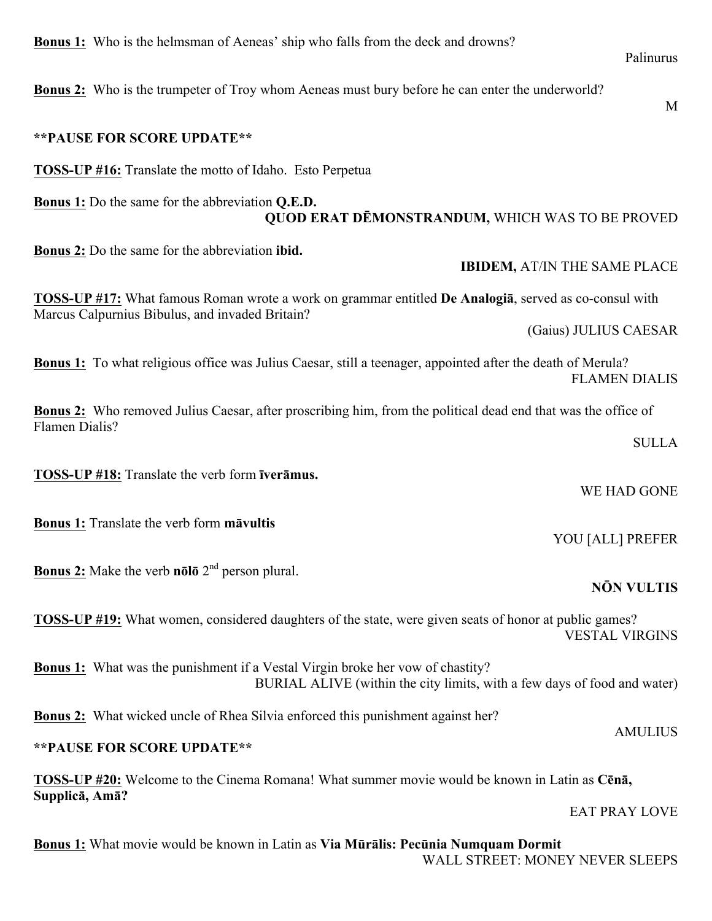**Bonus 1:** Who is the helmsman of Aeneas' ship who falls from the deck and drowns?

Palinurus

**Bonus 2:** Who is the trumpeter of Troy whom Aeneas must bury before he can enter the underworld?

M

**\*\*PAUSE FOR SCORE UPDATE\*\***

**TOSS-UP #16:** Translate the motto of Idaho. Esto Perpetua

**Bonus 1:** Do the same for the abbreviation **Q.E.D.**

**QUOD ERAT DĒMONSTRANDUM,** WHICH WAS TO BE PROVED

**Bonus 2:** Do the same for the abbreviation **ibid.**

**IBIDEM,** AT/IN THE SAME PLACE

**TOSS-UP #17:** What famous Roman wrote a work on grammar entitled **De Analogiā**, served as co-consul with Marcus Calpurnius Bibulus, and invaded Britain?

(Gaius) JULIUS CAESAR

**Bonus 1:** To what religious office was Julius Caesar, still a teenager, appointed after the death of Merula?

FLAMEN DIALIS

**Bonus 2:** Who removed Julius Caesar, after proscribing him, from the political dead end that was the office of Flamen Dialis?

SULLA

**TOSS-UP #18:** Translate the verb form **īverāmus.**

WE HAD GONE

**Bonus 1:** Translate the verb form **māvultis**

YOU [ALL] PREFER

**Bonus 2:** Make the verb **nōlō** 2nd person plural.

**NŌN VULTIS**

**TOSS-UP #19:** What women, considered daughters of the state, were given seats of honor at public games?

VESTAL VIRGINS

**Bonus 1:** What was the punishment if a Vestal Virgin broke her vow of chastity?

BURIAL ALIVE (within the city limits, with a few days of food and water)

**Bonus 2:** What wicked uncle of Rhea Silvia enforced this punishment against her?

AMULIUS

**\*\*PAUSE FOR SCORE UPDATE\*\***

**TOSS-UP #20:** Welcome to the Cinema Romana! What summer movie would be known in Latin as **Cēnā, Supplicā, Amā?**

EAT PRAY LOVE

**Bonus 1:** What movie would be known in Latin as **Via Mūrālis: Pecūnia Numquam Dormit**

WALL STREET: MONEY NEVER SLEEPS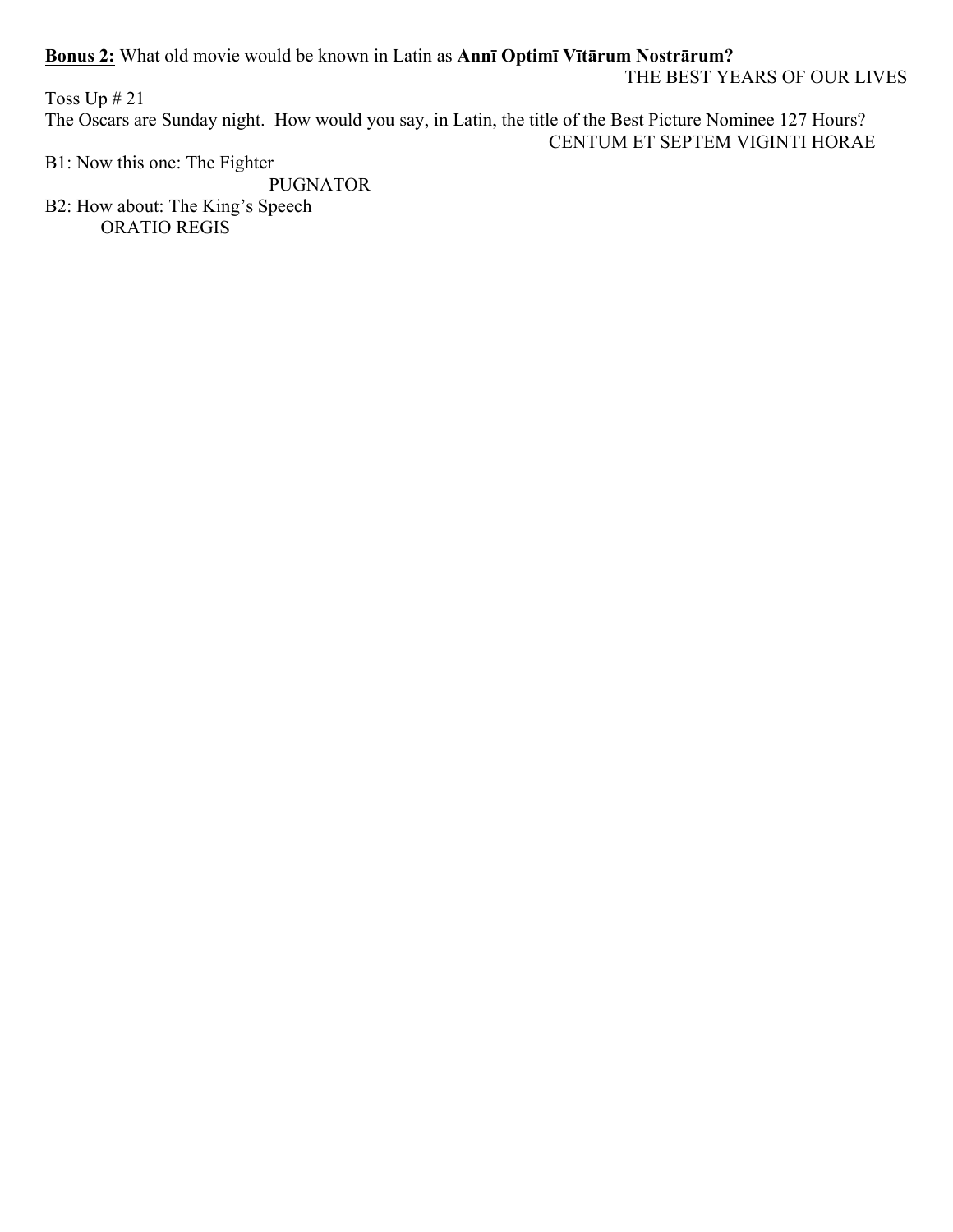**Bonus 2:** What old movie would be known in Latin as **Annī Optimī Vītārum Nostrārum?**

THE BEST YEARS OF OUR LIVES

Toss Up # 21

The Oscars are Sunday night. How would you say, in Latin, the title of the Best Picture Nominee 127 Hours?

CENTUM ET SEPTEM VIGINTI HORAE

B1: Now this one: The Fighter

PUGNATOR

B2: How about: The King's Speech

ORATIO REGIS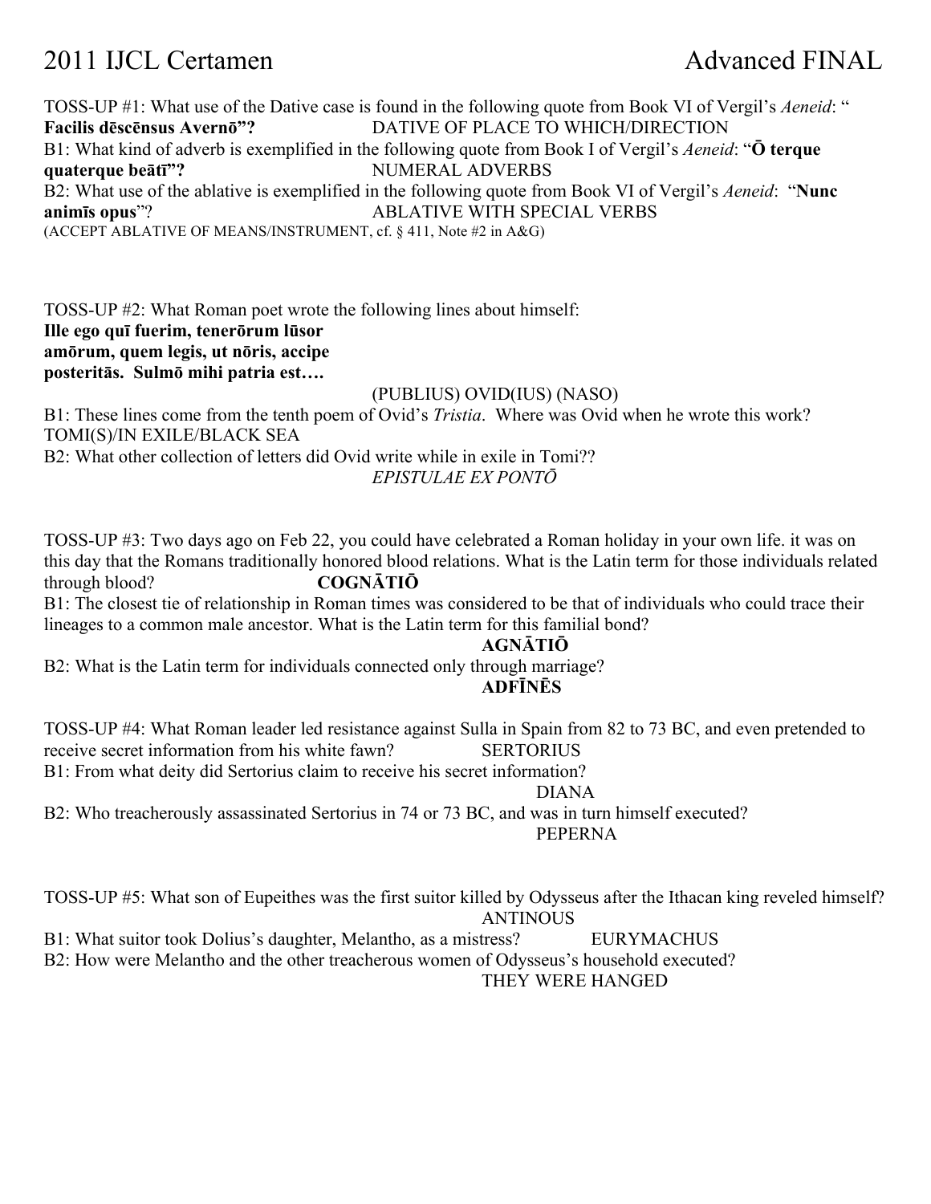# 2011 IJCL Certamen Advanced FINAL

TOSS-UP #1: What use of the Dative case is found in the following quote from Book VI of Vergil's *Aeneid*: "**Facilis dēscēnsus Avernō"?** DATIVE OF PLACE TO WHICH/DIRECTION

B1: What kind of adverb is exemplified in the following quote from Book I of Vergil's *Aeneid*: "**Ō terque quaterque beātī"?** NUMERAL ADVERBS

B2: What use of the ablative is exemplified in the following quote from Book VI of Vergil's *Aeneid*: "**Nunc animīs opus**"? ABLATIVE WITH SPECIAL VERBS

(ACCEPT ABLATIVE OF MEANS/INSTRUMENT, cf. § 411, Note #2 in A&G)

TOSS-UP #2: What Roman poet wrote the following lines about himself:

**Ille ego quī fuerim, tenerōrum lūsor**
**amōrum, quem legis, ut nōris, accipe**
**posteritās. Sulmō mihi patria est….**

(PUBLIUS) OVID(IUS) (NASO)

B1: These lines come from the tenth poem of Ovid's *Tristia*. Where was Ovid when he wrote this work? TOMI(S)/IN EXILE/BLACK SEA

B2: What other collection of letters did Ovid write while in exile in Tomi??

*EPISTULAE EX PONTŌ*

TOSS-UP #3: Two days ago on Feb 22, you could have celebrated a Roman holiday in your own life. it was on this day that the Romans traditionally honored blood relations. What is the Latin term for those individuals related through blood? **COGNĀTIŌ**

B1: The closest tie of relationship in Roman times was considered to be that of individuals who could trace their lineages to a common male ancestor. What is the Latin term for this familial bond?

**AGNĀTIŌ**

B2: What is the Latin term for individuals connected only through marriage?

**ADFĪNĒS**

TOSS-UP #4: What Roman leader led resistance against Sulla in Spain from 82 to 73 BC, and even pretended to receive secret information from his white fawn? SERTORIUS

B1: From what deity did Sertorius claim to receive his secret information?

DIANA

B2: Who treacherously assassinated Sertorius in 74 or 73 BC, and was in turn himself executed?

PEPERNA

TOSS-UP #5: What son of Eupeithes was the first suitor killed by Odysseus after the Ithacan king reveled himself?

ANTINOUS

B1: What suitor took Dolius's daughter, Melantho, as a mistress? EURYMACHUS

B2: How were Melantho and the other treacherous women of Odysseus's household executed?

THEY WERE HANGED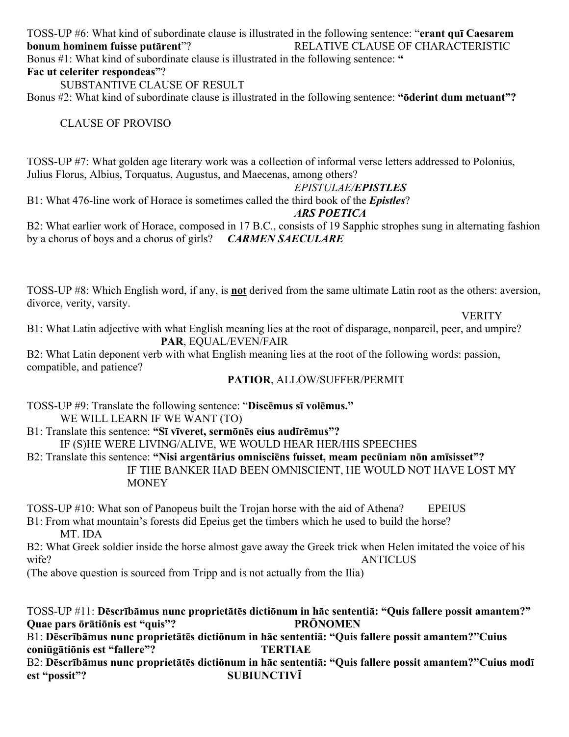TOSS-UP #6: What kind of subordinate clause is illustrated in the following sentence: "**erant quī Caesarem bonum hominem fuisse putārent**"? RELATIVE CLAUSE OF CHARACTERISTIC

Bonus #1: What kind of subordinate clause is illustrated in the following sentence: "**Fac ut celeriter respondeas"**?

SUBSTANTIVE CLAUSE OF RESULT

Bonus #2: What kind of subordinate clause is illustrated in the following sentence: **"ōderint dum metuant"?**

CLAUSE OF PROVISO

TOSS-UP #7: What golden age literary work was a collection of informal verse letters addressed to Polonius, Julius Florus, Albius, Torquatus, Augustus, and Maecenas, among others?

*EPISTULAE/**EPISTLES***

B1: What 476-line work of Horace is sometimes called the third book of the ***Epistles***?

***ARS POETICA***

B2: What earlier work of Horace, composed in 17 B.C., consists of 19 Sapphic strophes sung in alternating fashion by a chorus of boys and a chorus of girls? ***CARMEN SAECULARE***

TOSS-UP #8: Which English word, if any, is **not** derived from the same ultimate Latin root as the others: aversion, divorce, verity, varsity.

VERITY

B1: What Latin adjective with what English meaning lies at the root of disparage, nonpareil, peer, and umpire?

**PAR**, EQUAL/EVEN/FAIR

B2: What Latin deponent verb with what English meaning lies at the root of the following words: passion, compatible, and patience?

**PATIOR**, ALLOW/SUFFER/PERMIT

TOSS-UP #9: Translate the following sentence: "**Discēmus sī volēmus."**

WE WILL LEARN IF WE WANT (TO)

B1: Translate this sentence: **"Sī vīveret, sermōnēs eius audīrēmus"?**

IF (S)HE WERE LIVING/ALIVE, WE WOULD HEAR HER/HIS SPEECHES

B2: Translate this sentence: **"Nisi argentārius omnisciēns fuisset, meam pecūniam nōn amīsisset"?**

IF THE BANKER HAD BEEN OMNISCIENT, HE WOULD NOT HAVE LOST MY MONEY

TOSS-UP #10: What son of Panopeus built the Trojan horse with the aid of Athena? EPEIUS

B1: From what mountain's forests did Epeius get the timbers which he used to build the horse?

MT. IDA

B2: What Greek soldier inside the horse almost gave away the Greek trick when Helen imitated the voice of his wife? ANTICLUS

(The above question is sourced from Tripp and is not actually from the Ilia)

TOSS-UP #11: **Dēscrībāmus nunc proprietātēs dictiōnum in hāc sententiā: "Quis fallere possit amantem?" Quae pars ōrātiōnis est "quis"?** **PRŌNOMEN**

B1: **Dēscrībāmus nunc proprietātēs dictiōnum in hāc sententiā: "Quis fallere possit amantem?"Cuius coniūgātiōnis est "fallere"?** **TERTIAE**

B2: **Dēscrībāmus nunc proprietātēs dictiōnum in hāc sententiā: "Quis fallere possit amantem?"Cuius modī est "possit"?** **SUBIUNCTIVĪ**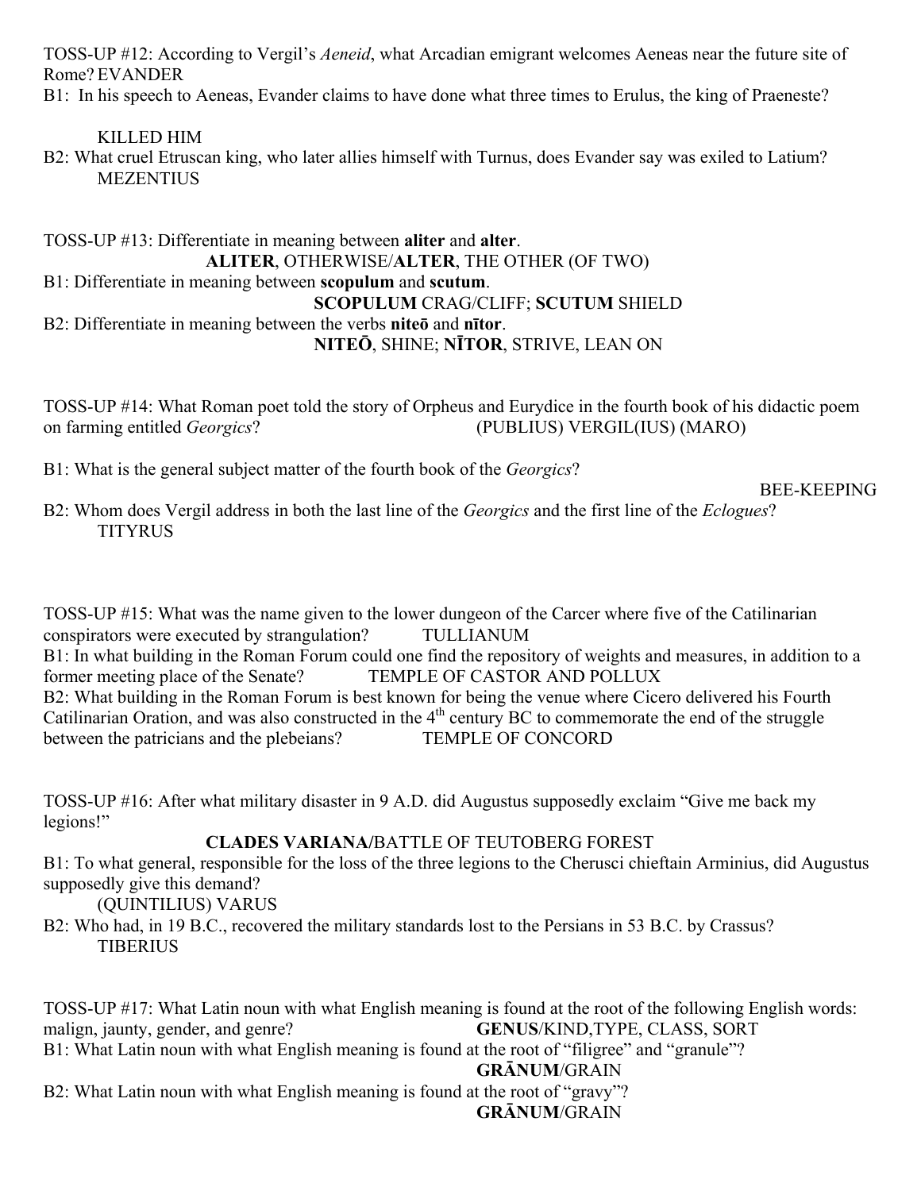TOSS-UP #12: According to Vergil's *Aeneid*, what Arcadian emigrant welcomes Aeneas near the future site of Rome? EVANDER

B1: In his speech to Aeneas, Evander claims to have done what three times to Erulus, the king of Praeneste?

KILLED HIM

B2: What cruel Etruscan king, who later allies himself with Turnus, does Evander say was exiled to Latium?

MEZENTIUS

TOSS-UP #13: Differentiate in meaning between **aliter** and **alter**.

**ALITER**, OTHERWISE/**ALTER**, THE OTHER (OF TWO)

B1: Differentiate in meaning between **scopulum** and **scutum**.

**SCOPULUM** CRAG/CLIFF; **SCUTUM** SHIELD

B2: Differentiate in meaning between the verbs **niteō** and **nītor**.

**NITEŌ**, SHINE; **NĪTOR**, STRIVE, LEAN ON

TOSS-UP #14: What Roman poet told the story of Orpheus and Eurydice in the fourth book of his didactic poem on farming entitled *Georgics*? (PUBLIUS) VERGIL(IUS) (MARO)

B1: What is the general subject matter of the fourth book of the *Georgics*?

BEE-KEEPING

B2: Whom does Vergil address in both the last line of the *Georgics* and the first line of the *Eclogues*?

TITYRUS

TOSS-UP #15: What was the name given to the lower dungeon of the Carcer where five of the Catilinarian conspirators were executed by strangulation? TULLIANUM

B1: In what building in the Roman Forum could one find the repository of weights and measures, in addition to a former meeting place of the Senate? TEMPLE OF CASTOR AND POLLUX

B2: What building in the Roman Forum is best known for being the venue where Cicero delivered his Fourth Catilinarian Oration, and was also constructed in the 4th century BC to commemorate the end of the struggle between the patricians and the plebeians? TEMPLE OF CONCORD

TOSS-UP #16: After what military disaster in 9 A.D. did Augustus supposedly exclaim "Give me back my legions!"

**CLADES VARIANA/**BATTLE OF TEUTOBERG FOREST

B1: To what general, responsible for the loss of the three legions to the Cherusci chieftain Arminius, did Augustus supposedly give this demand?

(QUINTILIUS) VARUS

B2: Who had, in 19 B.C., recovered the military standards lost to the Persians in 53 B.C. by Crassus?

TIBERIUS

TOSS-UP #17: What Latin noun with what English meaning is found at the root of the following English words: malign, jaunty, gender, and genre? **GENUS**/KIND,TYPE, CLASS, SORT

B1: What Latin noun with what English meaning is found at the root of "filigree" and "granule"?

**GRĀNUM**/GRAIN

B2: What Latin noun with what English meaning is found at the root of "gravy"?

**GRĀNUM**/GRAIN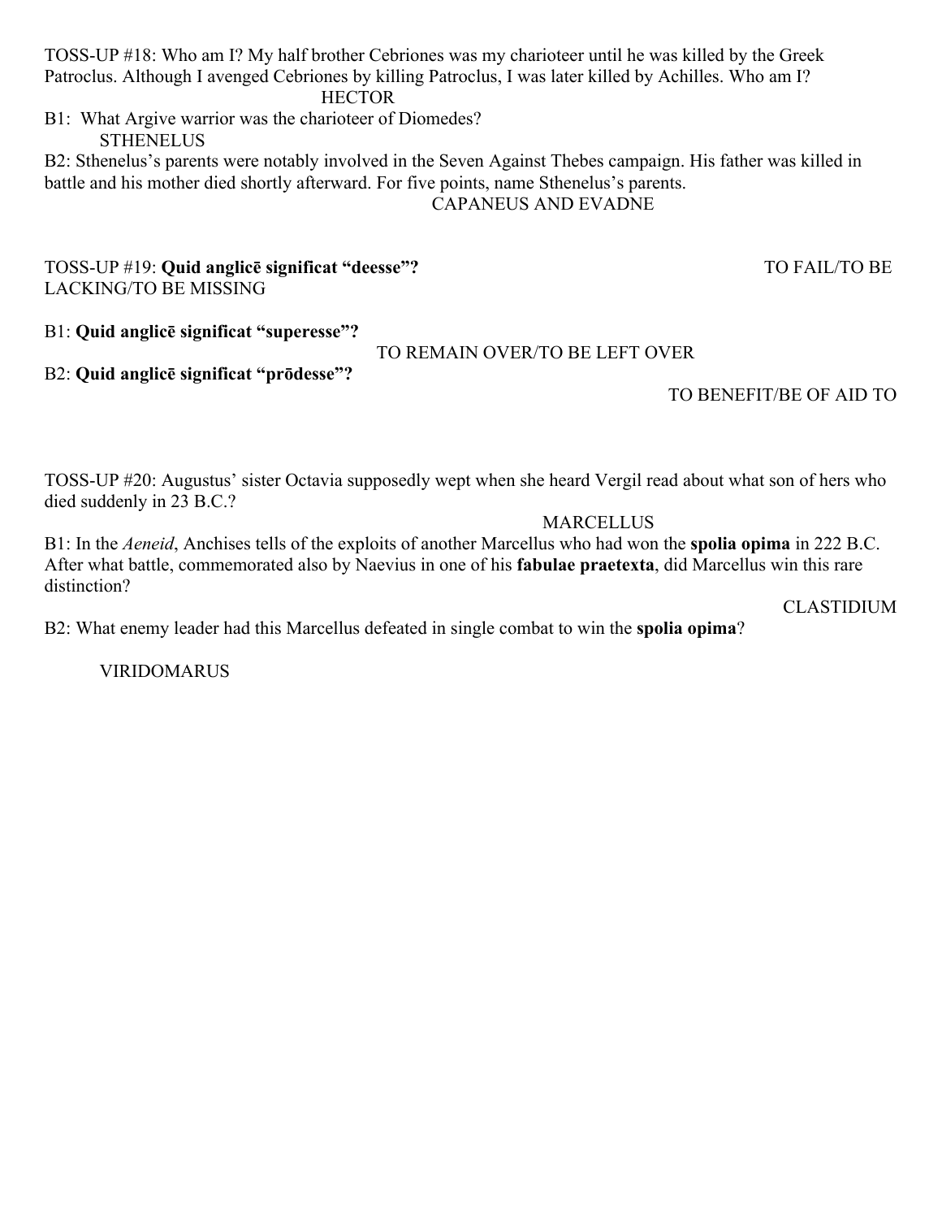TOSS-UP #18: Who am I? My half brother Cebriones was my charioteer until he was killed by the Greek Patroclus. Although I avenged Cebriones by killing Patroclus, I was later killed by Achilles. Who am I?

HECTOR

B1: What Argive warrior was the charioteer of Diomedes?

STHENELUS

B2: Sthenelus's parents were notably involved in the Seven Against Thebes campaign. His father was killed in battle and his mother died shortly afterward. For five points, name Sthenelus's parents.

CAPANEUS AND EVADNE

TOSS-UP #19: **Quid anglicē significat "deesse"?**

TO FAIL/TO BE LACKING/TO BE MISSING

B1: **Quid anglicē significat "superesse"?**

TO REMAIN OVER/TO BE LEFT OVER

B2: **Quid anglicē significat "prōdesse"?**

TO BENEFIT/BE OF AID TO

TOSS-UP #20: Augustus' sister Octavia supposedly wept when she heard Vergil read about what son of hers who died suddenly in 23 B.C.?

MARCELLUS

B1: In the *Aeneid*, Anchises tells of the exploits of another Marcellus who had won the **spolia opima** in 222 B.C. After what battle, commemorated also by Naevius in one of his **fabulae praetexta**, did Marcellus win this rare distinction?

CLASTIDIUM

B2: What enemy leader had this Marcellus defeated in single combat to win the **spolia opima**?

VIRIDOMARUS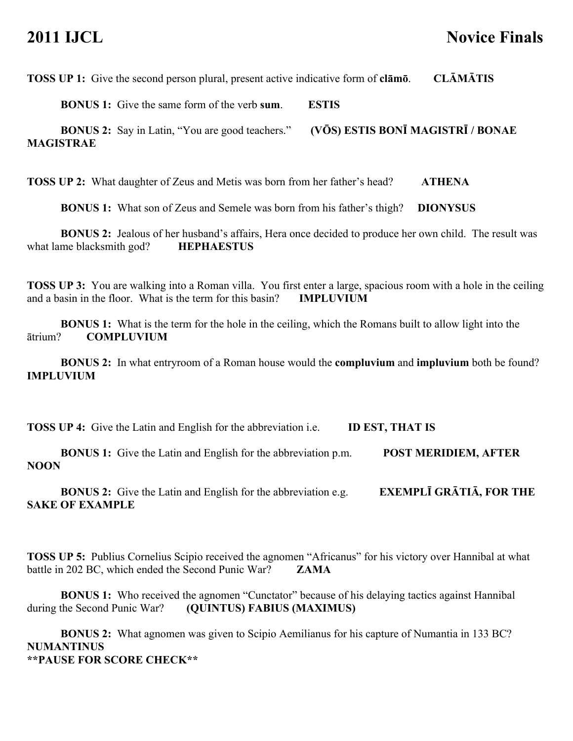# 2011 IJCL Novice Finals

**TOSS UP 1:** Give the second person plural, present active indicative form of **clāmō**. **CLĀMĀTIS**

**BONUS 1:** Give the same form of the verb **sum**. **ESTIS**

**BONUS 2:** Say in Latin, "You are good teachers." **(VŌS) ESTIS BONĪ MAGISTRĪ / BONAE MAGISTRAE**

**TOSS UP 2:** What daughter of Zeus and Metis was born from her father's head? **ATHENA**

**BONUS 1:** What son of Zeus and Semele was born from his father's thigh? **DIONYSUS**

**BONUS 2:** Jealous of her husband's affairs, Hera once decided to produce her own child. The result was what lame blacksmith god? **HEPHAESTUS**

**TOSS UP 3:** You are walking into a Roman villa. You first enter a large, spacious room with a hole in the ceiling and a basin in the floor. What is the term for this basin? **IMPLUVIUM**

**BONUS 1:** What is the term for the hole in the ceiling, which the Romans built to allow light into the ātrium? **COMPLUVIUM**

**BONUS 2:** In what entryroom of a Roman house would the **compluvium** and **impluvium** both be found? **IMPLUVIUM**

**TOSS UP 4:** Give the Latin and English for the abbreviation i.e. **ID EST, THAT IS**

**BONUS 1:** Give the Latin and English for the abbreviation p.m. **POST MERIDIEM, AFTER NOON**

**BONUS 2:** Give the Latin and English for the abbreviation e.g. **EXEMPLĪ GRĀTIĀ, FOR THE SAKE OF EXAMPLE**

**TOSS UP 5:** Publius Cornelius Scipio received the agnomen "Africanus" for his victory over Hannibal at what battle in 202 BC, which ended the Second Punic War? **ZAMA**

**BONUS 1:** Who received the agnomen "Cunctator" because of his delaying tactics against Hannibal during the Second Punic War? **(QUINTUS) FABIUS (MAXIMUS)**

**BONUS 2:** What agnomen was given to Scipio Aemilianus for his capture of Numantia in 133 BC? **NUMANTINUS**

****PAUSE FOR SCORE CHECK****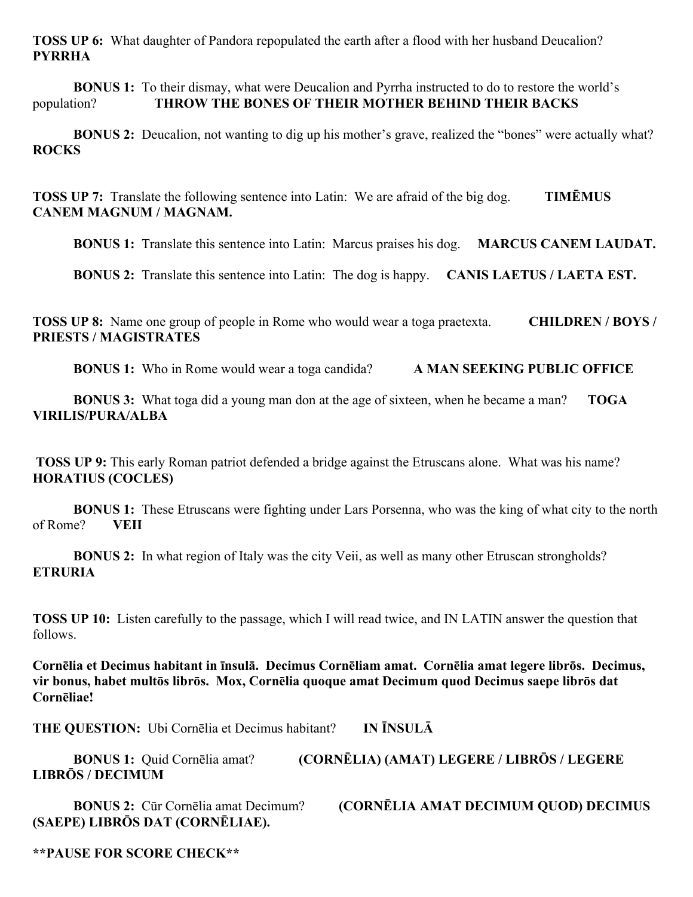**TOSS UP 6:** What daughter of Pandora repopulated the earth after a flood with her husband Deucalion? **PYRRHA**

**BONUS 1:** To their dismay, what were Deucalion and Pyrrha instructed to do to restore the world's population? **THROW THE BONES OF THEIR MOTHER BEHIND THEIR BACKS**

**BONUS 2:** Deucalion, not wanting to dig up his mother's grave, realized the "bones" were actually what? **ROCKS**

**TOSS UP 7:** Translate the following sentence into Latin: We are afraid of the big dog. **TIMĒMUS CANEM MAGNUM / MAGNAM.**

**BONUS 1:** Translate this sentence into Latin: Marcus praises his dog. **MARCUS CANEM LAUDAT.**

**BONUS 2:** Translate this sentence into Latin: The dog is happy. **CANIS LAETUS / LAETA EST.**

**TOSS UP 8:** Name one group of people in Rome who would wear a toga praetexta. **CHILDREN / BOYS / PRIESTS / MAGISTRATES**

**BONUS 1:** Who in Rome would wear a toga candida? **A MAN SEEKING PUBLIC OFFICE**

**BONUS 3:** What toga did a young man don at the age of sixteen, when he became a man? **TOGA VIRILIS/PURA/ALBA**

**TOSS UP 9:** This early Roman patriot defended a bridge against the Etruscans alone. What was his name? **HORATIUS (COCLES)**

**BONUS 1:** These Etruscans were fighting under Lars Porsenna, who was the king of what city to the north of Rome? **VEII**

**BONUS 2:** In what region of Italy was the city Veii, as well as many other Etruscan strongholds? **ETRURIA**

**TOSS UP 10:** Listen carefully to the passage, which I will read twice, and IN LATIN answer the question that follows.

**Cornēlia et Decimus habitant in īnsulā. Decimus Cornēliam amat. Cornēlia amat legere librōs. Decimus, vir bonus, habet multōs librōs. Mox, Cornēlia quoque amat Decimum quod Decimus saepe librōs dat Cornēliae!**

**THE QUESTION:** Ubi Cornēlia et Decimus habitant? **IN ĪNSULĀ**

**BONUS 1:** Quid Cornēlia amat? **(CORNĒLIA) (AMAT) LEGERE / LIBRŌS / LEGERE LIBRŌS / DECIMUM**

**BONUS 2:** Cūr Cornēlia amat Decimum? **(CORNĒLIA AMAT DECIMUM QUOD) DECIMUS (SAEPE) LIBRŌS DAT (CORNĒLIAE).**

****PAUSE FOR SCORE CHECK****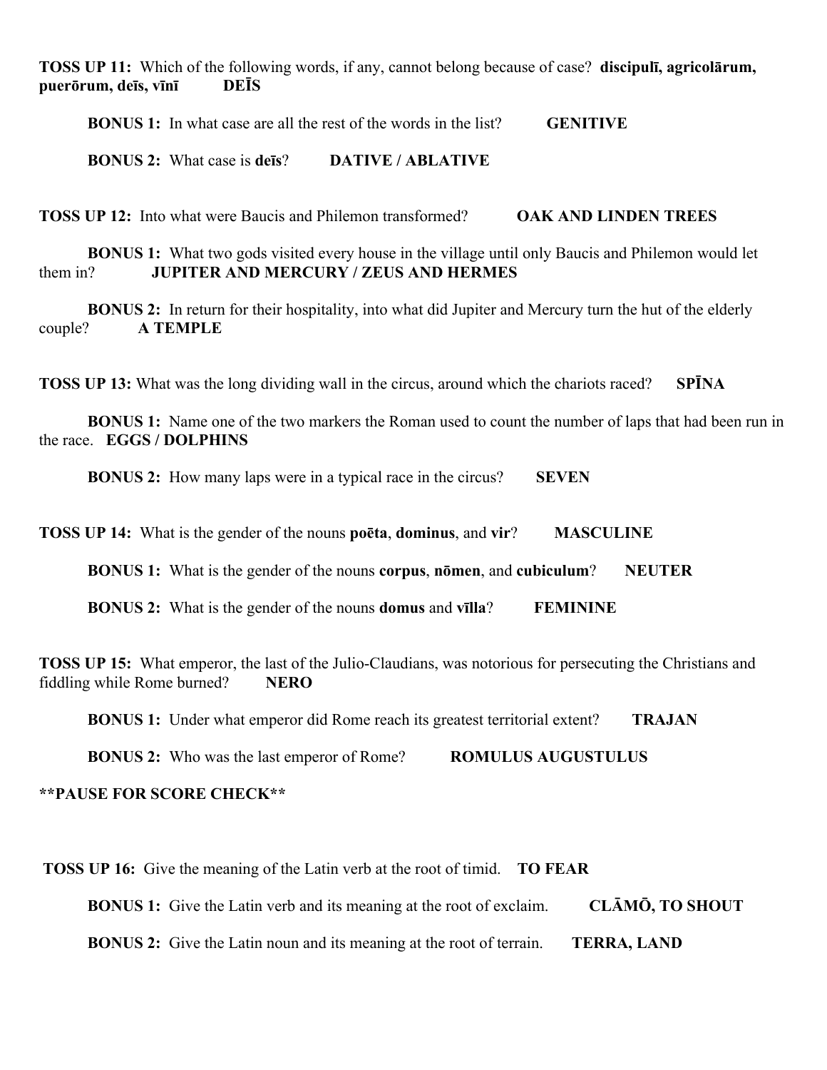**TOSS UP 11:** Which of the following words, if any, cannot belong because of case? **discipulī, agricolārum, puerōrum, deīs, vīnī** **DEĪS**

**BONUS 1:** In what case are all the rest of the words in the list? **GENITIVE**

**BONUS 2:** What case is **deīs**? **DATIVE / ABLATIVE**

**TOSS UP 12:** Into what were Baucis and Philemon transformed? **OAK AND LINDEN TREES**

**BONUS 1:** What two gods visited every house in the village until only Baucis and Philemon would let them in? **JUPITER AND MERCURY / ZEUS AND HERMES**

**BONUS 2:** In return for their hospitality, into what did Jupiter and Mercury turn the hut of the elderly couple? **A TEMPLE**

**TOSS UP 13:** What was the long dividing wall in the circus, around which the chariots raced? **SPĪNA**

**BONUS 1:** Name one of the two markers the Roman used to count the number of laps that had been run in the race. **EGGS / DOLPHINS**

**BONUS 2:** How many laps were in a typical race in the circus? **SEVEN**

**TOSS UP 14:** What is the gender of the nouns **poēta**, **dominus**, and **vir**? **MASCULINE**

**BONUS 1:** What is the gender of the nouns **corpus**, **nōmen**, and **cubiculum**? **NEUTER**

**BONUS 2:** What is the gender of the nouns **domus** and **vīlla**? **FEMININE**

**TOSS UP 15:** What emperor, the last of the Julio-Claudians, was notorious for persecuting the Christians and fiddling while Rome burned? **NERO**

**BONUS 1:** Under what emperor did Rome reach its greatest territorial extent? **TRAJAN**

**BONUS 2:** Who was the last emperor of Rome? **ROMULUS AUGUSTULUS**

****PAUSE FOR SCORE CHECK****

**TOSS UP 16:** Give the meaning of the Latin verb at the root of timid. **TO FEAR**

**BONUS 1:** Give the Latin verb and its meaning at the root of exclaim. **CLĀMŌ, TO SHOUT**

**BONUS 2:** Give the Latin noun and its meaning at the root of terrain. **TERRA, LAND**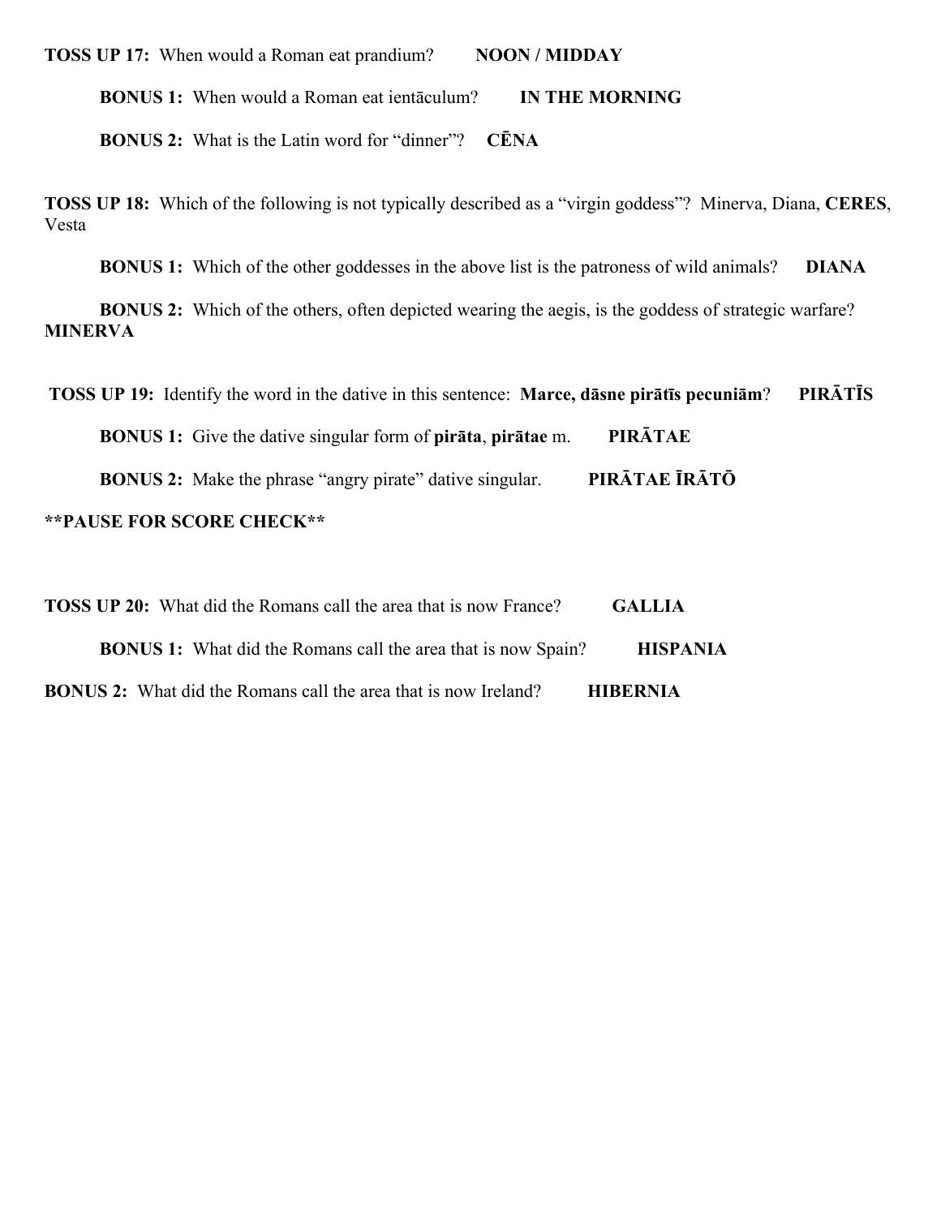**TOSS UP 17:** When would a Roman eat prandium? **NOON / MIDDAY**

**BONUS 1:** When would a Roman eat ientāculum? **IN THE MORNING**

**BONUS 2:** What is the Latin word for "dinner"? **CĒNA**

**TOSS UP 18:** Which of the following is not typically described as a "virgin goddess"? Minerva, Diana, **CERES**, Vesta

**BONUS 1:** Which of the other goddesses in the above list is the patroness of wild animals? **DIANA**

**BONUS 2:** Which of the others, often depicted wearing the aegis, is the goddess of strategic warfare? **MINERVA**

**TOSS UP 19:** Identify the word in the dative in this sentence: **Marce, dāsne pirātīs pecuniām**? **PIRĀTĪS**

**BONUS 1:** Give the dative singular form of **pirāta**, **pirātae** m. **PIRĀTAE**

**BONUS 2:** Make the phrase "angry pirate" dative singular. **PIRĀTAE ĪRĀTŌ**

****PAUSE FOR SCORE CHECK****

**TOSS UP 20:** What did the Romans call the area that is now France? **GALLIA**

**BONUS 1:** What did the Romans call the area that is now Spain? **HISPANIA**

**BONUS 2:** What did the Romans call the area that is now Ireland? **HIBERNIA**